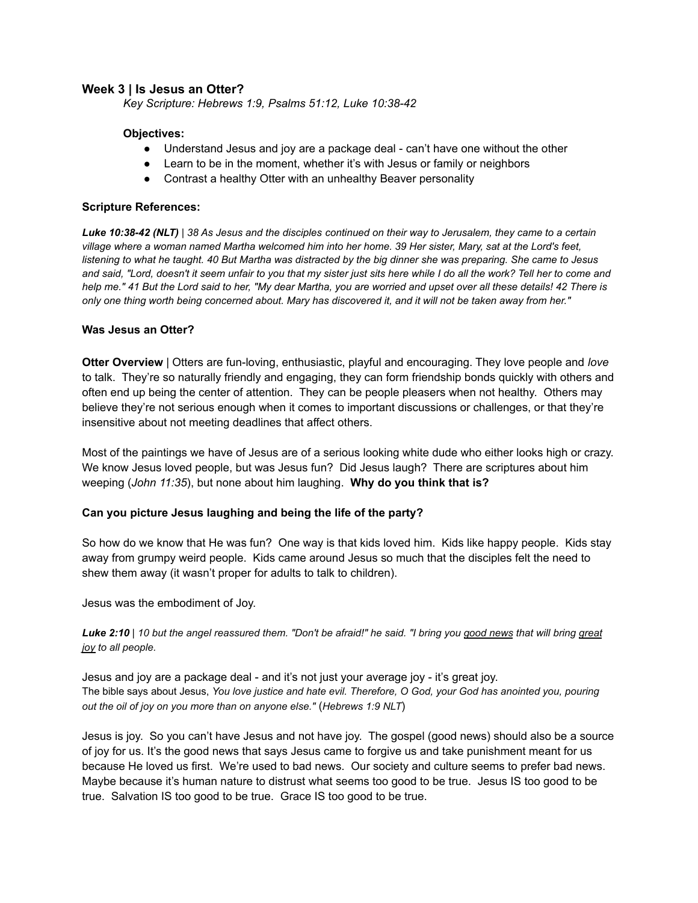## Week 3 | Is Jesus an Otter?

*Key Scripture: Hebrews 1:9, Psalms 51:12, Luke 10:38-42*

**Objectives:**

- Understand Jesus and joy are a package deal - can't have one without the other
- Learn to be in the moment, whether it's with Jesus or family or neighbors
- Contrast a healthy Otter with an unhealthy Beaver personality

**Scripture References:**

***Luke 10:38-42 (NLT)*** | *38 As Jesus and the disciples continued on their way to Jerusalem, they came to a certain village where a woman named Martha welcomed him into her home. 39 Her sister, Mary, sat at the Lord's feet, listening to what he taught. 40 But Martha was distracted by the big dinner she was preparing. She came to Jesus and said, "Lord, doesn't it seem unfair to you that my sister just sits here while I do all the work? Tell her to come and help me." 41 But the Lord said to her, "My dear Martha, you are worried and upset over all these details! 42 There is only one thing worth being concerned about. Mary has discovered it, and it will not be taken away from her."*

**Was Jesus an Otter?**

**Otter Overview** | Otters are fun-loving, enthusiastic, playful and encouraging. They love people and *love* to talk. They're so naturally friendly and engaging, they can form friendship bonds quickly with others and often end up being the center of attention. They can be people pleasers when not healthy. Others may believe they're not serious enough when it comes to important discussions or challenges, or that they're insensitive about not meeting deadlines that affect others.

Most of the paintings we have of Jesus are of a serious looking white dude who either looks high or crazy. We know Jesus loved people, but was Jesus fun? Did Jesus laugh? There are scriptures about him weeping (*John 11:35*), but none about him laughing. **Why do you think that is?**

**Can you picture Jesus laughing and being the life of the party?**

So how do we know that He was fun? One way is that kids loved him. Kids like happy people. Kids stay away from grumpy weird people. Kids came around Jesus so much that the disciples felt the need to shew them away (it wasn't proper for adults to talk to children).

Jesus was the embodiment of Joy.

***Luke 2:10*** | *10 but the angel reassured them. "Don't be afraid!" he said. "I bring you good news that will bring great joy to all people.*

Jesus and joy are a package deal - and it's not just your average joy - it's great joy.
The bible says about Jesus, *You love justice and hate evil. Therefore, O God, your God has anointed you, pouring out the oil of joy on you more than on anyone else."* (*Hebrews 1:9 NLT*)

Jesus is joy. So you can't have Jesus and not have joy. The gospel (good news) should also be a source of joy for us. It's the good news that says Jesus came to forgive us and take punishment meant for us because He loved us first. We're used to bad news. Our society and culture seems to prefer bad news. Maybe because it's human nature to distrust what seems too good to be true. Jesus IS too good to be true. Salvation IS too good to be true. Grace IS too good to be true.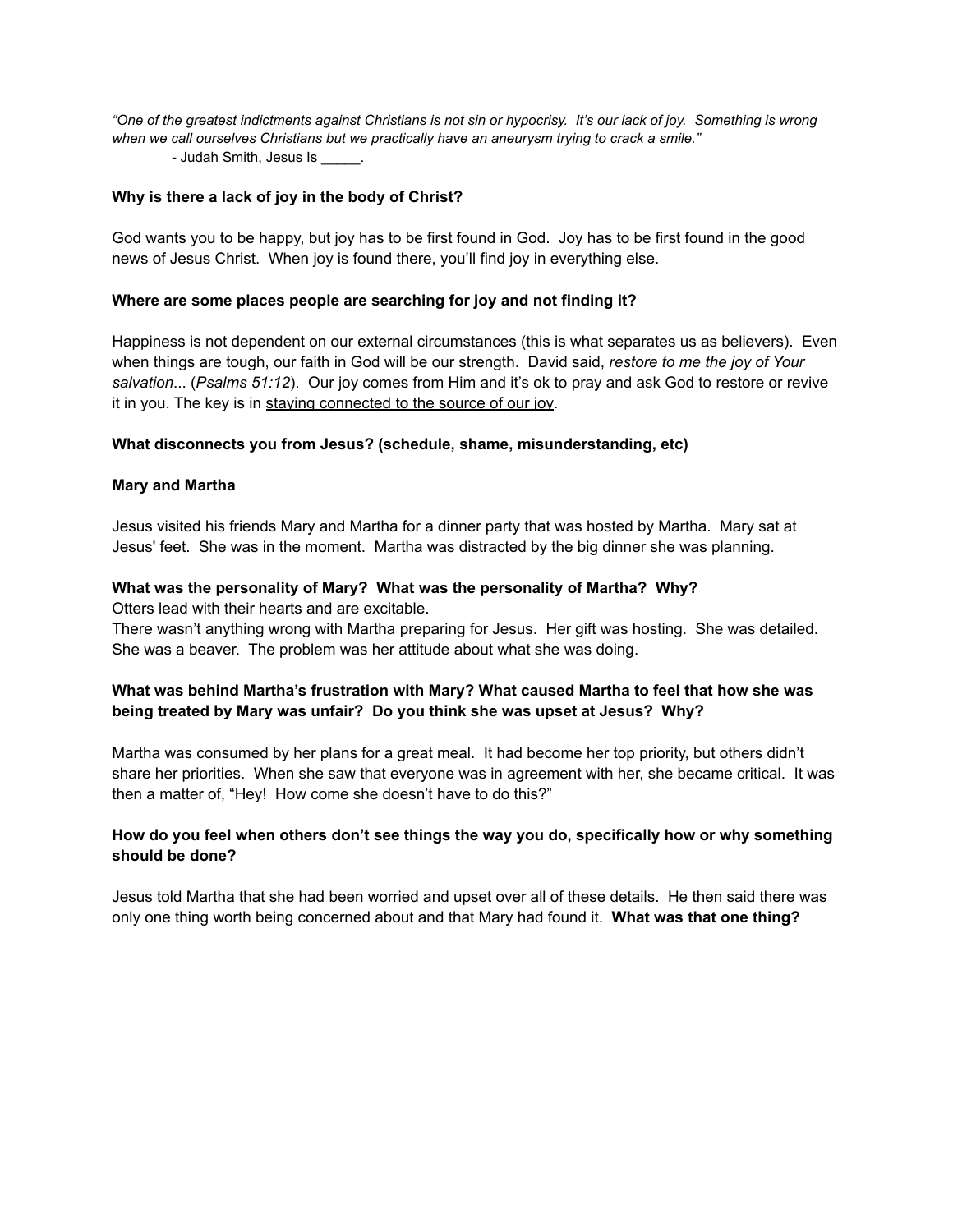*"One of the greatest indictments against Christians is not sin or hypocrisy. It's our lack of joy. Something is wrong when we call ourselves Christians but we practically have an aneurysm trying to crack a smile."*

- Judah Smith, Jesus Is _____.

**Why is there a lack of joy in the body of Christ?**

God wants you to be happy, but joy has to be first found in God. Joy has to be first found in the good news of Jesus Christ. When joy is found there, you'll find joy in everything else.

**Where are some places people are searching for joy and not finding it?**

Happiness is not dependent on our external circumstances (this is what separates us as believers). Even when things are tough, our faith in God will be our strength. David said, *restore to me the joy of Your salvation*... (*Psalms 51:12*). Our joy comes from Him and it's ok to pray and ask God to restore or revive it in you. The key is in <u>staying connected to the source of our joy</u>.

**What disconnects you from Jesus? (schedule, shame, misunderstanding, etc)**

**Mary and Martha**

Jesus visited his friends Mary and Martha for a dinner party that was hosted by Martha. Mary sat at Jesus' feet. She was in the moment. Martha was distracted by the big dinner she was planning.

**What was the personality of Mary? What was the personality of Martha? Why?**

Otters lead with their hearts and are excitable.

There wasn't anything wrong with Martha preparing for Jesus. Her gift was hosting. She was detailed. She was a beaver. The problem was her attitude about what she was doing.

**What was behind Martha's frustration with Mary? What caused Martha to feel that how she was being treated by Mary was unfair? Do you think she was upset at Jesus? Why?**

Martha was consumed by her plans for a great meal. It had become her top priority, but others didn't share her priorities. When she saw that everyone was in agreement with her, she became critical. It was then a matter of, "Hey! How come she doesn't have to do this?"

**How do you feel when others don't see things the way you do, specifically how or why something should be done?**

Jesus told Martha that she had been worried and upset over all of these details. He then said there was only one thing worth being concerned about and that Mary had found it. **What was that one thing?**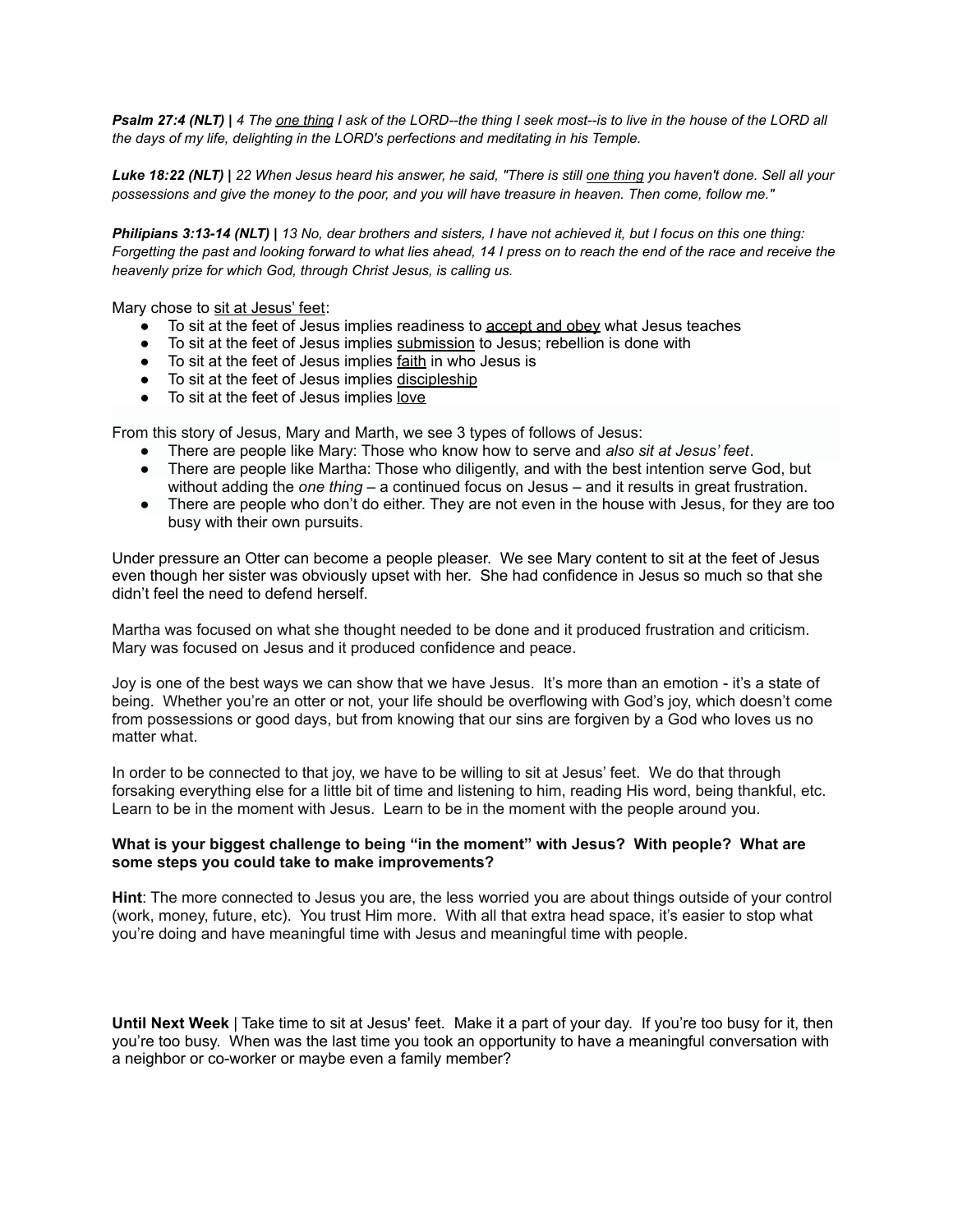***Psalm 27:4 (NLT)* |** *4 The <u>one thing</u> I ask of the LORD--the thing I seek most--is to live in the house of the LORD all the days of my life, delighting in the LORD's perfections and meditating in his Temple.*

***Luke 18:22 (NLT)* |** *22 When Jesus heard his answer, he said, "There is still <u>one thing</u> you haven't done. Sell all your possessions and give the money to the poor, and you will have treasure in heaven. Then come, follow me."*

***Philipians 3:13-14 (NLT)* |** *13 No, dear brothers and sisters, I have not achieved it, but I focus on this one thing: Forgetting the past and looking forward to what lies ahead, 14 I press on to reach the end of the race and receive the heavenly prize for which God, through Christ Jesus, is calling us.*

Mary chose to <u>sit at Jesus' feet</u>:

- To sit at the feet of Jesus implies readiness to <u>accept and obey</u> what Jesus teaches
- To sit at the feet of Jesus implies <u>submission</u> to Jesus; rebellion is done with
- To sit at the feet of Jesus implies <u>faith</u> in who Jesus is
- To sit at the feet of Jesus implies <u>discipleship</u>
- To sit at the feet of Jesus implies <u>love</u>

From this story of Jesus, Mary and Marth, we see 3 types of follows of Jesus:

- There are people like Mary: Those who know how to serve and *also sit at Jesus' feet*.
- There are people like Martha: Those who diligently, and with the best intention serve God, but without adding the *one thing* – a continued focus on Jesus – and it results in great frustration.
- There are people who don't do either. They are not even in the house with Jesus, for they are too busy with their own pursuits.

Under pressure an Otter can become a people pleaser. We see Mary content to sit at the feet of Jesus even though her sister was obviously upset with her. She had confidence in Jesus so much so that she didn't feel the need to defend herself.

Martha was focused on what she thought needed to be done and it produced frustration and criticism. Mary was focused on Jesus and it produced confidence and peace.

Joy is one of the best ways we can show that we have Jesus. It's more than an emotion - it's a state of being. Whether you're an otter or not, your life should be overflowing with God's joy, which doesn't come from possessions or good days, but from knowing that our sins are forgiven by a God who loves us no matter what.

In order to be connected to that joy, we have to be willing to sit at Jesus' feet. We do that through forsaking everything else for a little bit of time and listening to him, reading His word, being thankful, etc. Learn to be in the moment with Jesus. Learn to be in the moment with the people around you.

**What is your biggest challenge to being "in the moment" with Jesus? With people? What are some steps you could take to make improvements?**

**Hint**: The more connected to Jesus you are, the less worried you are about things outside of your control (work, money, future, etc). You trust Him more. With all that extra head space, it's easier to stop what you're doing and have meaningful time with Jesus and meaningful time with people.

**Until Next Week** | Take time to sit at Jesus' feet. Make it a part of your day. If you're too busy for it, then you're too busy. When was the last time you took an opportunity to have a meaningful conversation with a neighbor or co-worker or maybe even a family member?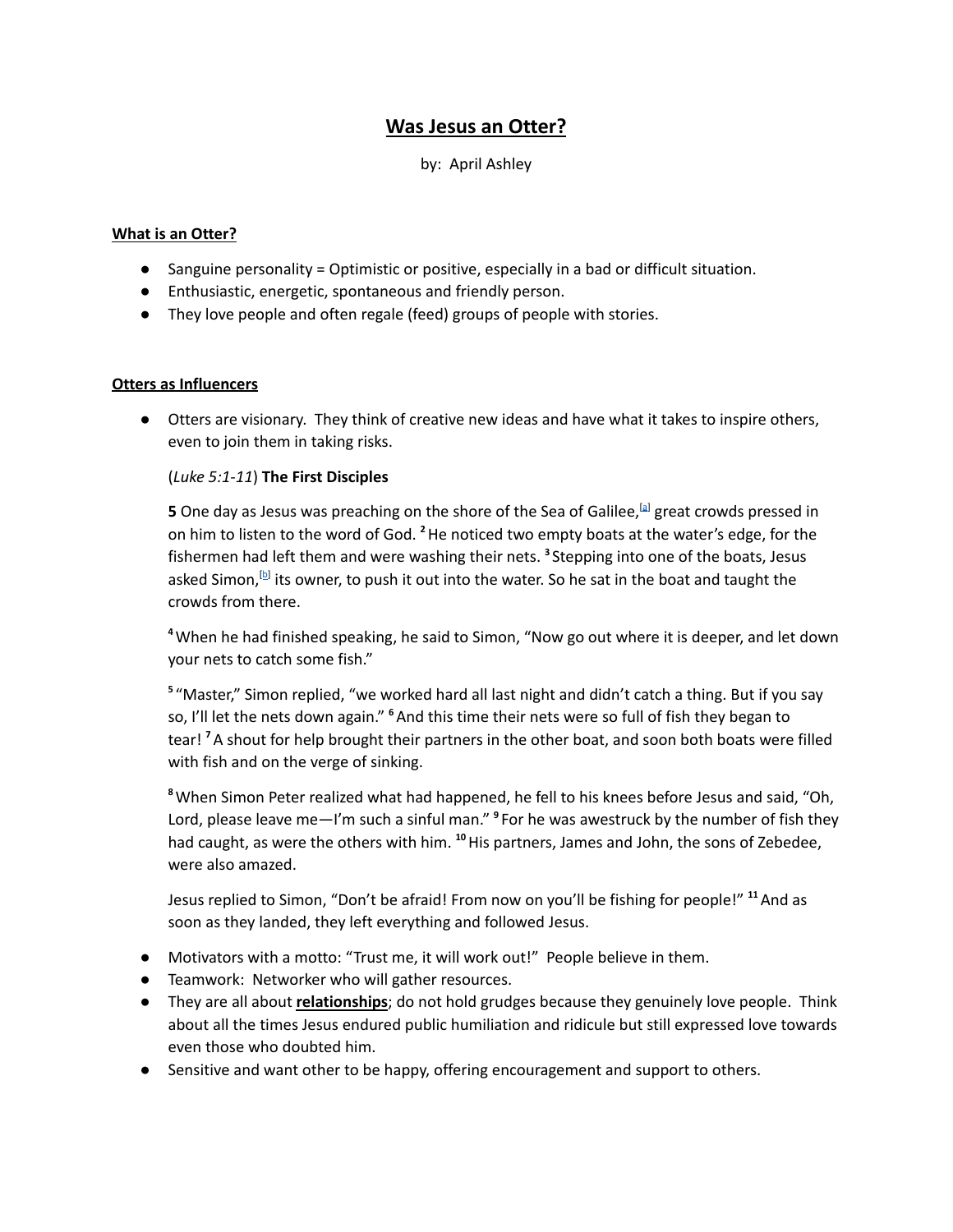# Was Jesus an Otter?

by: April Ashley

**What is an Otter?**

- Sanguine personality = Optimistic or positive, especially in a bad or difficult situation.
- Enthusiastic, energetic, spontaneous and friendly person.
- They love people and often regale (feed) groups of people with stories.

**Otters as Influencers**

- Otters are visionary. They think of creative new ideas and have what it takes to inspire others, even to join them in taking risks.

  (*Luke 5:1-11*) **The First Disciples**

  **5** One day as Jesus was preaching on the shore of the Sea of Galilee,[a] great crowds pressed in on him to listen to the word of God. **2** He noticed two empty boats at the water's edge, for the fishermen had left them and were washing their nets. **3** Stepping into one of the boats, Jesus asked Simon,[b] its owner, to push it out into the water. So he sat in the boat and taught the crowds from there.

  **4** When he had finished speaking, he said to Simon, "Now go out where it is deeper, and let down your nets to catch some fish."

  **5** "Master," Simon replied, "we worked hard all last night and didn't catch a thing. But if you say so, I'll let the nets down again." **6** And this time their nets were so full of fish they began to tear! **7** A shout for help brought their partners in the other boat, and soon both boats were filled with fish and on the verge of sinking.

  **8** When Simon Peter realized what had happened, he fell to his knees before Jesus and said, "Oh, Lord, please leave me—I'm such a sinful man." **9** For he was awestruck by the number of fish they had caught, as were the others with him. **10** His partners, James and John, the sons of Zebedee, were also amazed.

  Jesus replied to Simon, "Don't be afraid! From now on you'll be fishing for people!" **11** And as soon as they landed, they left everything and followed Jesus.

- Motivators with a motto: "Trust me, it will work out!" People believe in them.
- Teamwork: Networker who will gather resources.
- They are all about **relationships**; do not hold grudges because they genuinely love people. Think about all the times Jesus endured public humiliation and ridicule but still expressed love towards even those who doubted him.
- Sensitive and want other to be happy, offering encouragement and support to others.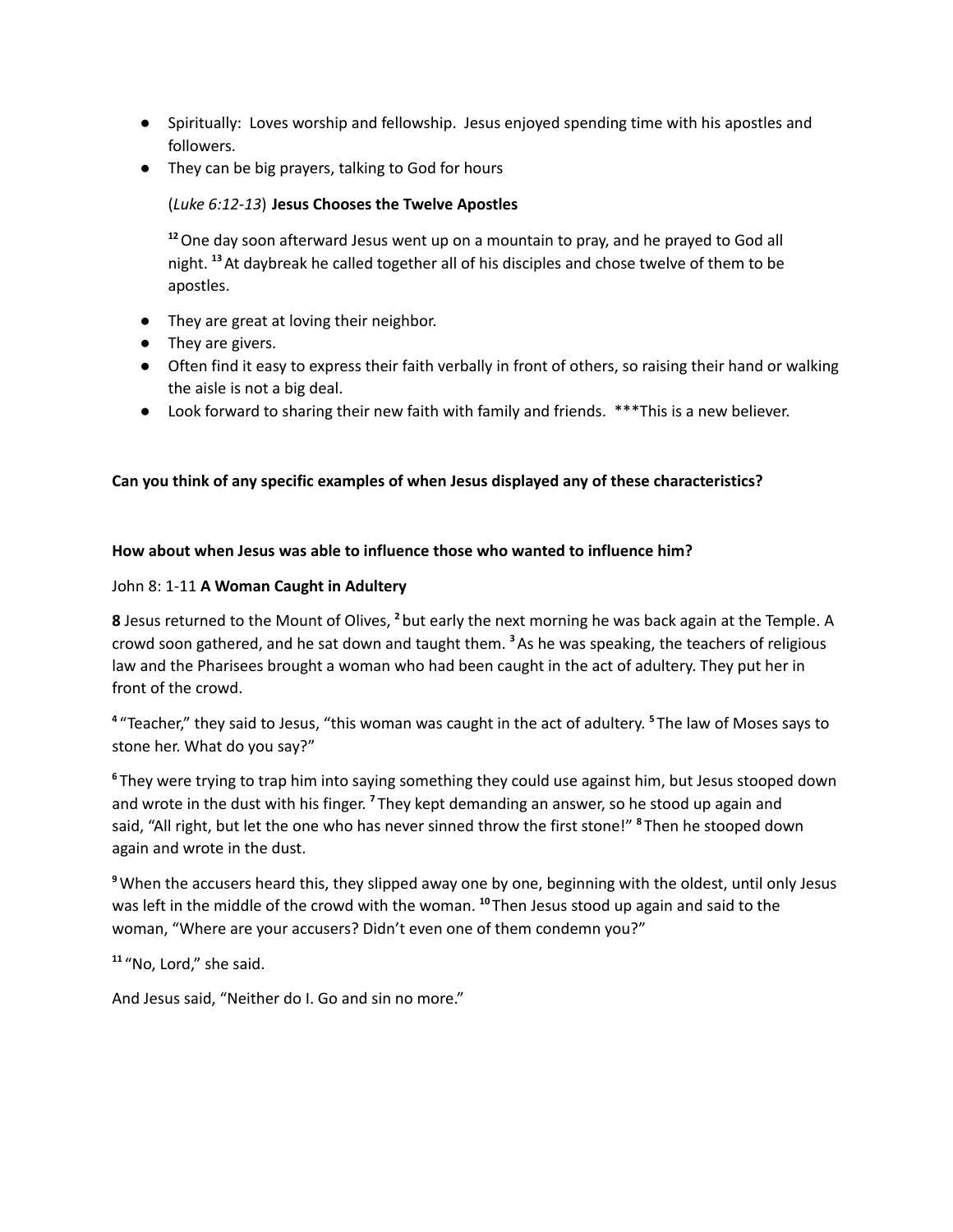- Spiritually: Loves worship and fellowship. Jesus enjoyed spending time with his apostles and followers.
- They can be big prayers, talking to God for hours

  (*Luke 6:12-13*) **Jesus Chooses the Twelve Apostles**

  [12] One day soon afterward Jesus went up on a mountain to pray, and he prayed to God all night. [13] At daybreak he called together all of his disciples and chose twelve of them to be apostles.

- They are great at loving their neighbor.
- They are givers.
- Often find it easy to express their faith verbally in front of others, so raising their hand or walking the aisle is not a big deal.
- Look forward to sharing their new faith with family and friends. ***This is a new believer.

**Can you think of any specific examples of when Jesus displayed any of these characteristics?**

**How about when Jesus was able to influence those who wanted to influence him?**

John 8: 1-11 **A Woman Caught in Adultery**

**8** Jesus returned to the Mount of Olives, [2] but early the next morning he was back again at the Temple. A crowd soon gathered, and he sat down and taught them. [3] As he was speaking, the teachers of religious law and the Pharisees brought a woman who had been caught in the act of adultery. They put her in front of the crowd.

[4] "Teacher," they said to Jesus, "this woman was caught in the act of adultery. [5] The law of Moses says to stone her. What do you say?"

[6] They were trying to trap him into saying something they could use against him, but Jesus stooped down and wrote in the dust with his finger. [7] They kept demanding an answer, so he stood up again and said, "All right, but let the one who has never sinned throw the first stone!" [8] Then he stooped down again and wrote in the dust.

[9] When the accusers heard this, they slipped away one by one, beginning with the oldest, until only Jesus was left in the middle of the crowd with the woman. [10] Then Jesus stood up again and said to the woman, "Where are your accusers? Didn't even one of them condemn you?"

[11] "No, Lord," she said.

And Jesus said, "Neither do I. Go and sin no more."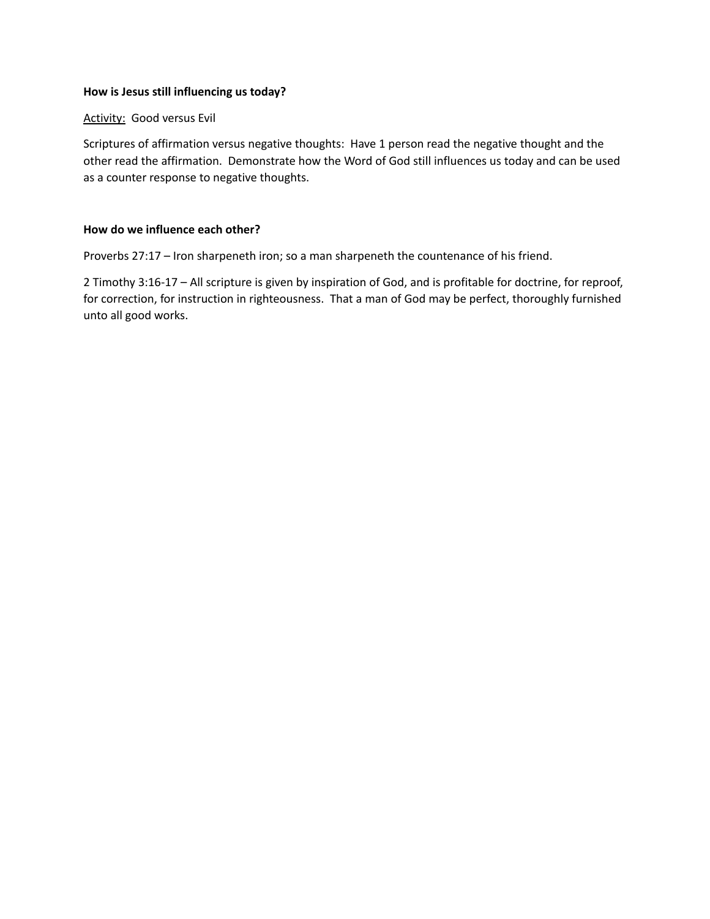**How is Jesus still influencing us today?**

<u>Activity:</u> Good versus Evil

Scriptures of affirmation versus negative thoughts: Have 1 person read the negative thought and the other read the affirmation. Demonstrate how the Word of God still influences us today and can be used as a counter response to negative thoughts.

**How do we influence each other?**

Proverbs 27:17 – Iron sharpeneth iron; so a man sharpeneth the countenance of his friend.

2 Timothy 3:16-17 – All scripture is given by inspiration of God, and is profitable for doctrine, for reproof, for correction, for instruction in righteousness. That a man of God may be perfect, thoroughly furnished unto all good works.